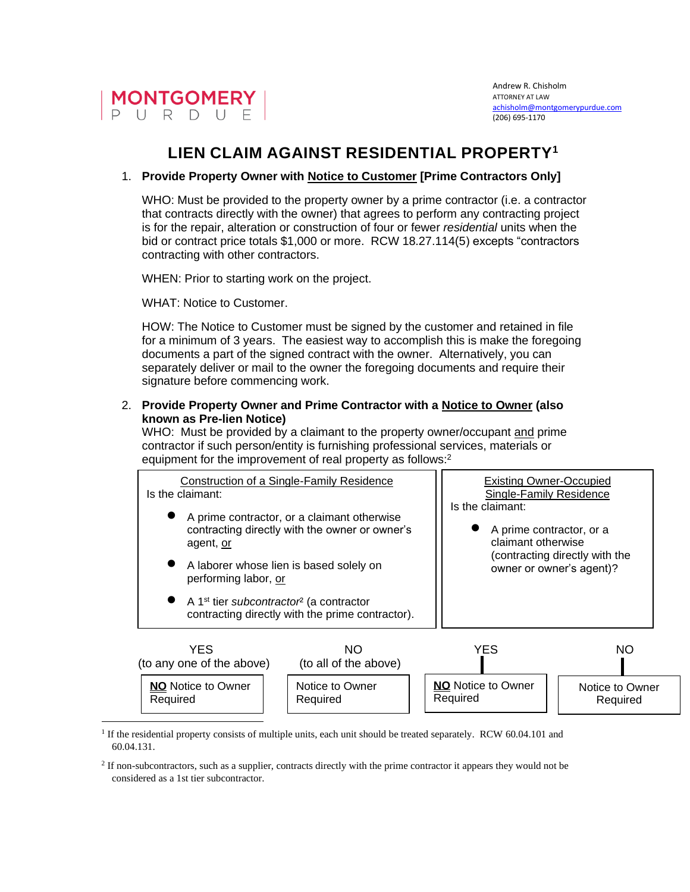Andrew R. Chisholm
ATTORNEY AT LAW
achisholm@montgomerypurdue.com
(206) 695-1170

# LIEN CLAIM AGAINST RESIDENTIAL PROPERTY[1]

1. **Provide Property Owner with Notice to Customer [Prime Contractors Only]**

   WHO: Must be provided to the property owner by a prime contractor (i.e. a contractor that contracts directly with the owner) that agrees to perform any contracting project is for the repair, alteration or construction of four or fewer *residential* units when the bid or contract price totals $1,000 or more. RCW 18.27.114(5) excepts "contractors contracting with other contractors.

   WHEN: Prior to starting work on the project.

   WHAT: Notice to Customer.

   HOW: The Notice to Customer must be signed by the customer and retained in file for a minimum of 3 years. The easiest way to accomplish this is make the foregoing documents a part of the signed contract with the owner. Alternatively, you can separately deliver or mail to the owner the foregoing documents and require their signature before commencing work.

2. **Provide Property Owner and Prime Contractor with a Notice to Owner (also known as Pre-lien Notice)**
   WHO: Must be provided by a claimant to the property owner/occupant and prime contractor if such person/entity is furnishing professional services, materials or equipment for the improvement of real property as follows:[2]

| Construction of a Single-Family Residence | Existing Owner-Occupied Single-Family Residence |
|---|---|
| Is the claimant:<br>• A prime contractor, or a claimant otherwise contracting directly with the owner or owner's agent, or<br>• A laborer whose lien is based solely on performing labor, or<br>• A 1st tier *subcontractor*[2] (a contractor contracting directly with the prime contractor). | Is the claimant:<br>• A prime contractor, or a claimant otherwise (contracting directly with the owner or owner's agent)? |

| Construction of a Single-Family Residence | | Existing Owner-Occupied Single-Family Residence | |
|---|---|---|---|
| YES (to any one of the above) | NO (to all of the above) | YES | NO |
| **NO** Notice to Owner Required | Notice to Owner Required | **NO** Notice to Owner Required | Notice to Owner Required |

[1] If the residential property consists of multiple units, each unit should be treated separately. RCW 60.04.101 and 60.04.131.

[2] If non-subcontractors, such as a supplier, contracts directly with the prime contractor it appears they would not be considered as a 1st tier subcontractor.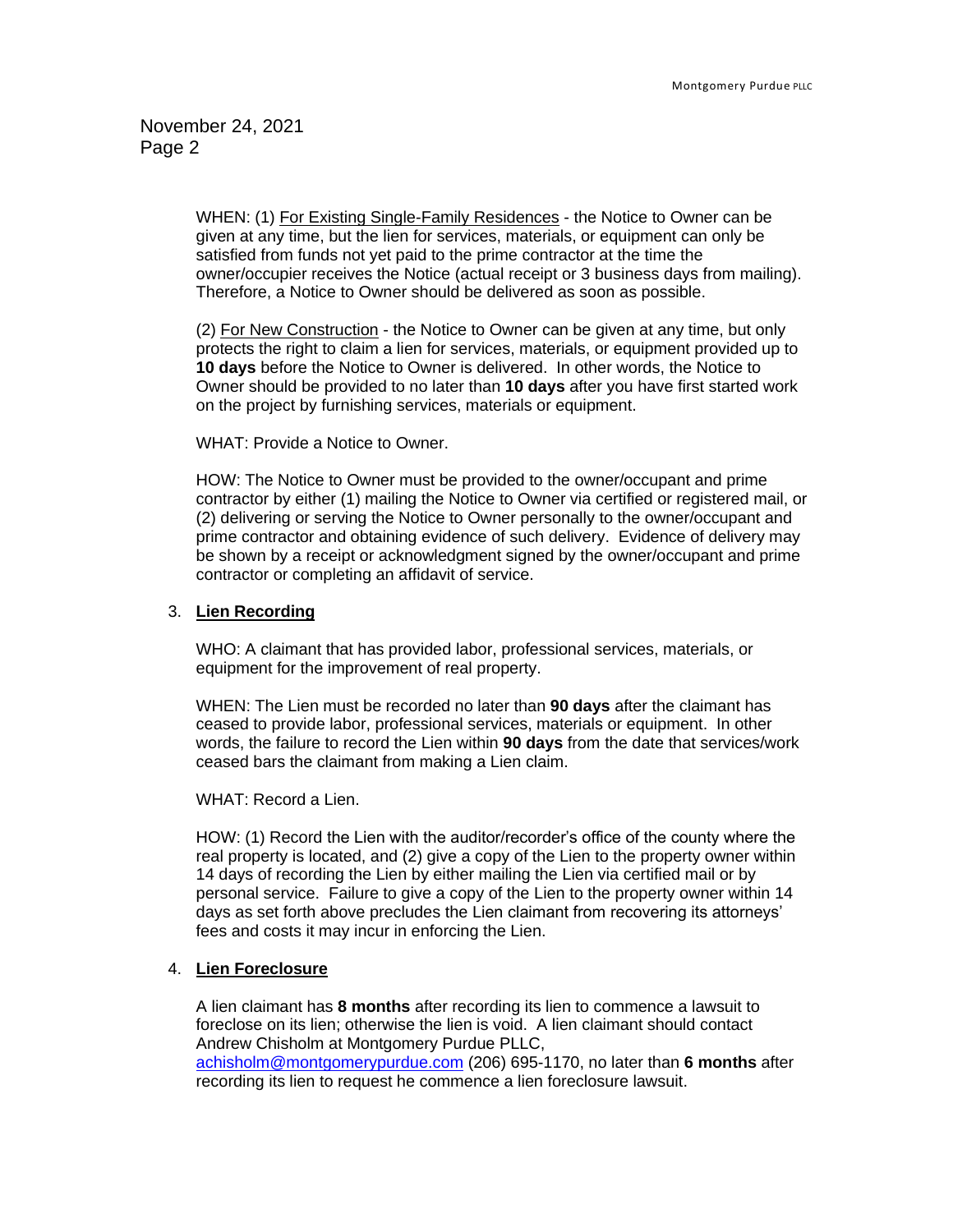WHEN: (1) For Existing Single-Family Residences - the Notice to Owner can be given at any time, but the lien for services, materials, or equipment can only be satisfied from funds not yet paid to the prime contractor at the time the owner/occupier receives the Notice (actual receipt or 3 business days from mailing). Therefore, a Notice to Owner should be delivered as soon as possible.

(2) For New Construction - the Notice to Owner can be given at any time, but only protects the right to claim a lien for services, materials, or equipment provided up to **10 days** before the Notice to Owner is delivered. In other words, the Notice to Owner should be provided to no later than **10 days** after you have first started work on the project by furnishing services, materials or equipment.

WHAT: Provide a Notice to Owner.

HOW: The Notice to Owner must be provided to the owner/occupant and prime contractor by either (1) mailing the Notice to Owner via certified or registered mail, or (2) delivering or serving the Notice to Owner personally to the owner/occupant and prime contractor and obtaining evidence of such delivery. Evidence of delivery may be shown by a receipt or acknowledgment signed by the owner/occupant and prime contractor or completing an affidavit of service.

3. **Lien Recording**

   WHO: A claimant that has provided labor, professional services, materials, or equipment for the improvement of real property.

   WHEN: The Lien must be recorded no later than **90 days** after the claimant has ceased to provide labor, professional services, materials or equipment. In other words, the failure to record the Lien within **90 days** from the date that services/work ceased bars the claimant from making a Lien claim.

   WHAT: Record a Lien.

   HOW: (1) Record the Lien with the auditor/recorder's office of the county where the real property is located, and (2) give a copy of the Lien to the property owner within 14 days of recording the Lien by either mailing the Lien via certified mail or by personal service. Failure to give a copy of the Lien to the property owner within 14 days as set forth above precludes the Lien claimant from recovering its attorneys' fees and costs it may incur in enforcing the Lien.

4. **Lien Foreclosure**

   A lien claimant has **8 months** after recording its lien to commence a lawsuit to foreclose on its lien; otherwise the lien is void. A lien claimant should contact Andrew Chisholm at Montgomery Purdue PLLC, achisholm@montgomerypurdue.com (206) 695-1170, no later than **6 months** after recording its lien to request he commence a lien foreclosure lawsuit.